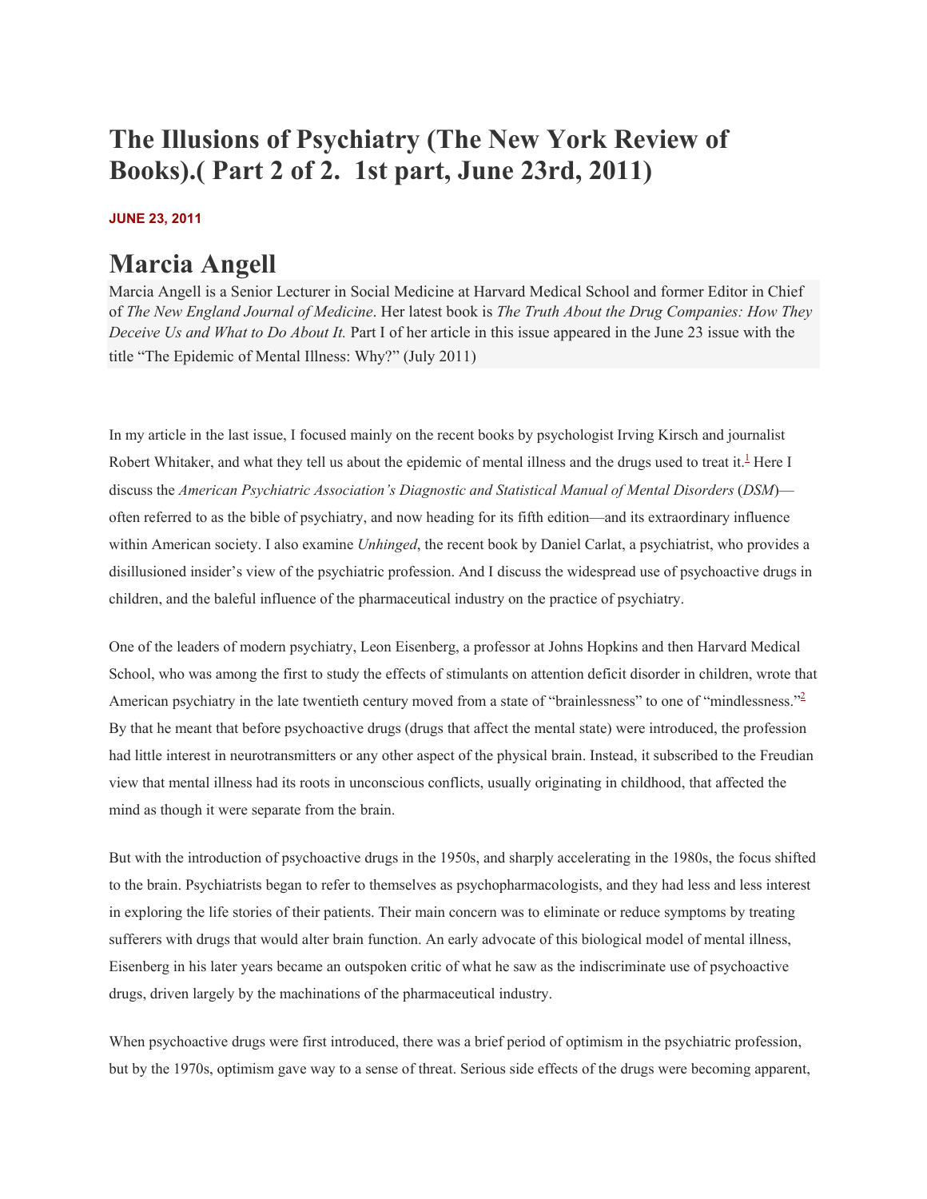# The Illusions of Psychiatry (The New York Review of Books).( Part 2 of 2.  1st part, June 23rd, 2011)

**JUNE 23, 2011**

# Marcia Angell

Marcia Angell is a Senior Lecturer in Social Medicine at Harvard Medical School and former Editor in Chief of *The New England Journal of Medicine*. Her latest book is *The Truth About the Drug Companies: How They Deceive Us and What to Do About It.* Part I of her article in this issue appeared in the June 23 issue with the title "The Epidemic of Mental Illness: Why?" (July 2011)

In my article in the last issue, I focused mainly on the recent books by psychologist Irving Kirsch and journalist Robert Whitaker, and what they tell us about the epidemic of mental illness and the drugs used to treat it.[1] Here I discuss the *American Psychiatric Association's Diagnostic and Statistical Manual of Mental Disorders* (*DSM*)—often referred to as the bible of psychiatry, and now heading for its fifth edition—and its extraordinary influence within American society. I also examine *Unhinged*, the recent book by Daniel Carlat, a psychiatrist, who provides a disillusioned insider's view of the psychiatric profession. And I discuss the widespread use of psychoactive drugs in children, and the baleful influence of the pharmaceutical industry on the practice of psychiatry.

One of the leaders of modern psychiatry, Leon Eisenberg, a professor at Johns Hopkins and then Harvard Medical School, who was among the first to study the effects of stimulants on attention deficit disorder in children, wrote that American psychiatry in the late twentieth century moved from a state of "brainlessness" to one of "mindlessness."[2] By that he meant that before psychoactive drugs (drugs that affect the mental state) were introduced, the profession had little interest in neurotransmitters or any other aspect of the physical brain. Instead, it subscribed to the Freudian view that mental illness had its roots in unconscious conflicts, usually originating in childhood, that affected the mind as though it were separate from the brain.

But with the introduction of psychoactive drugs in the 1950s, and sharply accelerating in the 1980s, the focus shifted to the brain. Psychiatrists began to refer to themselves as psychopharmacologists, and they had less and less interest in exploring the life stories of their patients. Their main concern was to eliminate or reduce symptoms by treating sufferers with drugs that would alter brain function. An early advocate of this biological model of mental illness, Eisenberg in his later years became an outspoken critic of what he saw as the indiscriminate use of psychoactive drugs, driven largely by the machinations of the pharmaceutical industry.

When psychoactive drugs were first introduced, there was a brief period of optimism in the psychiatric profession, but by the 1970s, optimism gave way to a sense of threat. Serious side effects of the drugs were becoming apparent,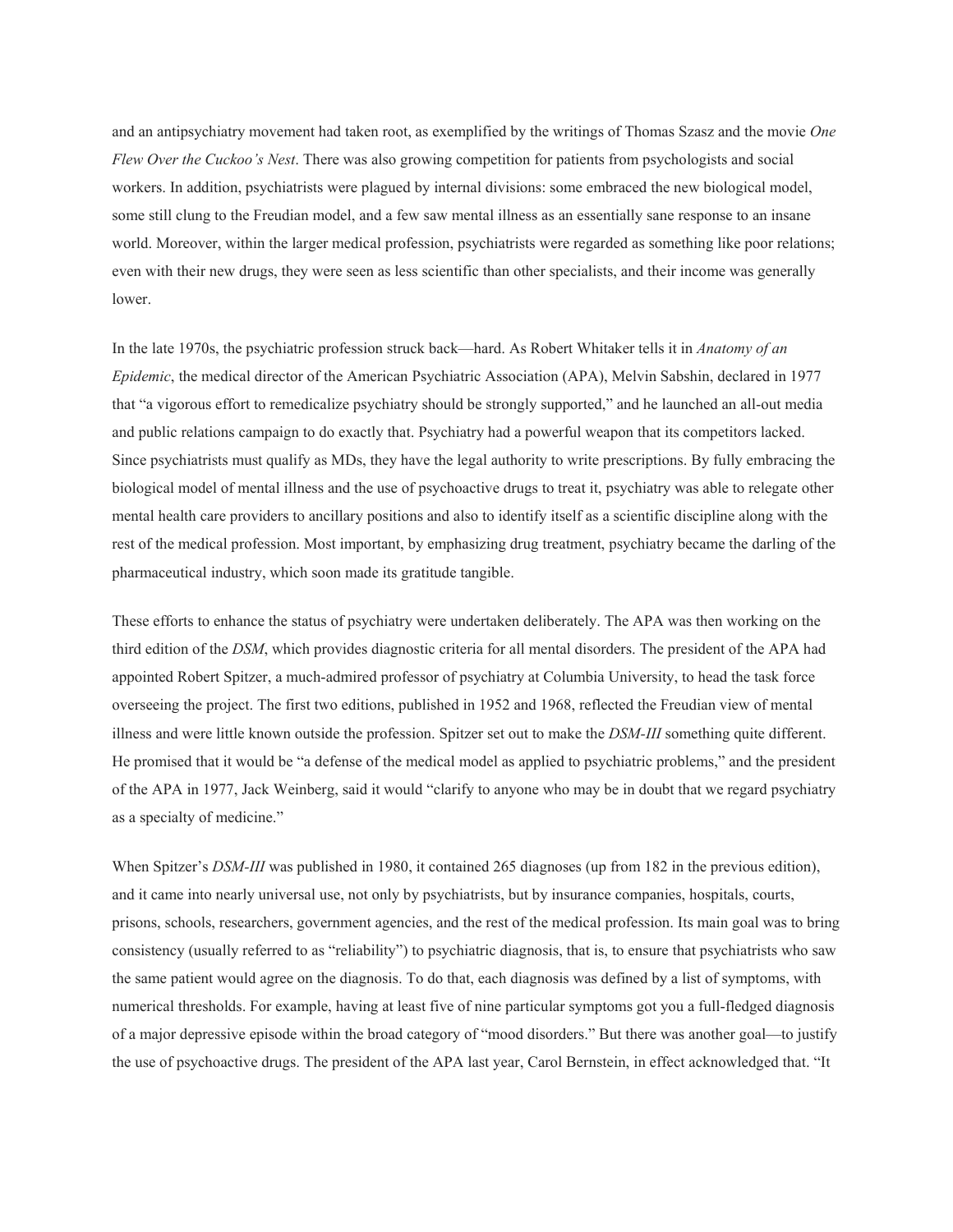and an antipsychiatry movement had taken root, as exemplified by the writings of Thomas Szasz and the movie *One Flew Over the Cuckoo's Nest*. There was also growing competition for patients from psychologists and social workers. In addition, psychiatrists were plagued by internal divisions: some embraced the new biological model, some still clung to the Freudian model, and a few saw mental illness as an essentially sane response to an insane world. Moreover, within the larger medical profession, psychiatrists were regarded as something like poor relations; even with their new drugs, they were seen as less scientific than other specialists, and their income was generally lower.

In the late 1970s, the psychiatric profession struck back—hard. As Robert Whitaker tells it in *Anatomy of an Epidemic*, the medical director of the American Psychiatric Association (APA), Melvin Sabshin, declared in 1977 that "a vigorous effort to remedicalize psychiatry should be strongly supported," and he launched an all-out media and public relations campaign to do exactly that. Psychiatry had a powerful weapon that its competitors lacked. Since psychiatrists must qualify as MDs, they have the legal authority to write prescriptions. By fully embracing the biological model of mental illness and the use of psychoactive drugs to treat it, psychiatry was able to relegate other mental health care providers to ancillary positions and also to identify itself as a scientific discipline along with the rest of the medical profession. Most important, by emphasizing drug treatment, psychiatry became the darling of the pharmaceutical industry, which soon made its gratitude tangible.

These efforts to enhance the status of psychiatry were undertaken deliberately. The APA was then working on the third edition of the *DSM*, which provides diagnostic criteria for all mental disorders. The president of the APA had appointed Robert Spitzer, a much-admired professor of psychiatry at Columbia University, to head the task force overseeing the project. The first two editions, published in 1952 and 1968, reflected the Freudian view of mental illness and were little known outside the profession. Spitzer set out to make the *DSM-III* something quite different. He promised that it would be "a defense of the medical model as applied to psychiatric problems," and the president of the APA in 1977, Jack Weinberg, said it would "clarify to anyone who may be in doubt that we regard psychiatry as a specialty of medicine."

When Spitzer's *DSM-III* was published in 1980, it contained 265 diagnoses (up from 182 in the previous edition), and it came into nearly universal use, not only by psychiatrists, but by insurance companies, hospitals, courts, prisons, schools, researchers, government agencies, and the rest of the medical profession. Its main goal was to bring consistency (usually referred to as "reliability") to psychiatric diagnosis, that is, to ensure that psychiatrists who saw the same patient would agree on the diagnosis. To do that, each diagnosis was defined by a list of symptoms, with numerical thresholds. For example, having at least five of nine particular symptoms got you a full-fledged diagnosis of a major depressive episode within the broad category of "mood disorders." But there was another goal—to justify the use of psychoactive drugs. The president of the APA last year, Carol Bernstein, in effect acknowledged that. "It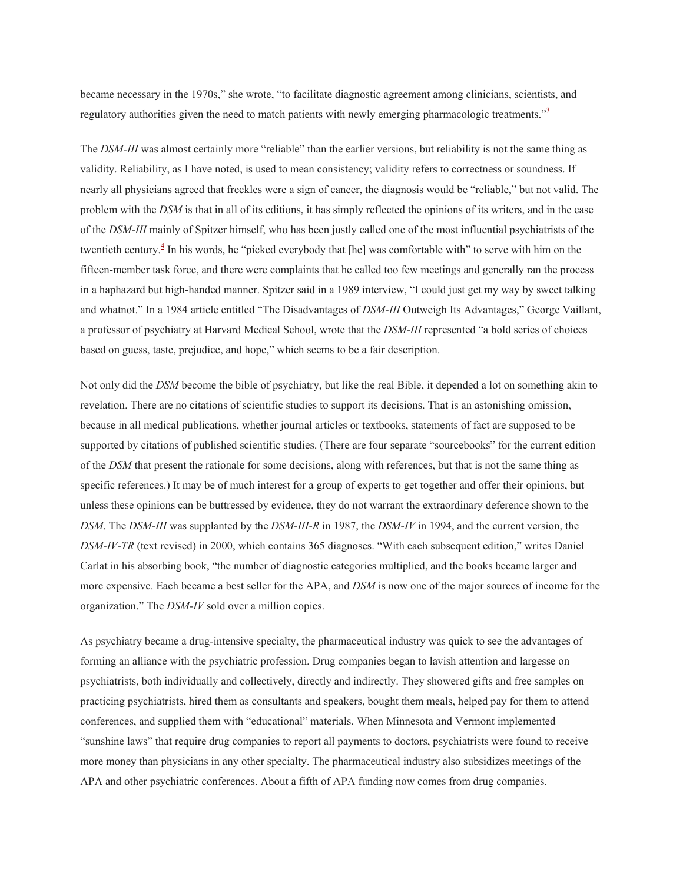became necessary in the 1970s," she wrote, "to facilitate diagnostic agreement among clinicians, scientists, and regulatory authorities given the need to match patients with newly emerging pharmacologic treatments."[3]

The *DSM-III* was almost certainly more "reliable" than the earlier versions, but reliability is not the same thing as validity. Reliability, as I have noted, is used to mean consistency; validity refers to correctness or soundness. If nearly all physicians agreed that freckles were a sign of cancer, the diagnosis would be "reliable," but not valid. The problem with the *DSM* is that in all of its editions, it has simply reflected the opinions of its writers, and in the case of the *DSM-III* mainly of Spitzer himself, who has been justly called one of the most influential psychiatrists of the twentieth century.[4] In his words, he "picked everybody that [he] was comfortable with" to serve with him on the fifteen-member task force, and there were complaints that he called too few meetings and generally ran the process in a haphazard but high-handed manner. Spitzer said in a 1989 interview, "I could just get my way by sweet talking and whatnot." In a 1984 article entitled "The Disadvantages of *DSM-III* Outweigh Its Advantages," George Vaillant, a professor of psychiatry at Harvard Medical School, wrote that the *DSM-III* represented "a bold series of choices based on guess, taste, prejudice, and hope," which seems to be a fair description.

Not only did the *DSM* become the bible of psychiatry, but like the real Bible, it depended a lot on something akin to revelation. There are no citations of scientific studies to support its decisions. That is an astonishing omission, because in all medical publications, whether journal articles or textbooks, statements of fact are supposed to be supported by citations of published scientific studies. (There are four separate "sourcebooks" for the current edition of the *DSM* that present the rationale for some decisions, along with references, but that is not the same thing as specific references.) It may be of much interest for a group of experts to get together and offer their opinions, but unless these opinions can be buttressed by evidence, they do not warrant the extraordinary deference shown to the *DSM*. The *DSM-III* was supplanted by the *DSM-III-R* in 1987, the *DSM-IV* in 1994, and the current version, the *DSM-IV-TR* (text revised) in 2000, which contains 365 diagnoses. "With each subsequent edition," writes Daniel Carlat in his absorbing book, "the number of diagnostic categories multiplied, and the books became larger and more expensive. Each became a best seller for the APA, and *DSM* is now one of the major sources of income for the organization." The *DSM-IV* sold over a million copies.

As psychiatry became a drug-intensive specialty, the pharmaceutical industry was quick to see the advantages of forming an alliance with the psychiatric profession. Drug companies began to lavish attention and largesse on psychiatrists, both individually and collectively, directly and indirectly. They showered gifts and free samples on practicing psychiatrists, hired them as consultants and speakers, bought them meals, helped pay for them to attend conferences, and supplied them with "educational" materials. When Minnesota and Vermont implemented "sunshine laws" that require drug companies to report all payments to doctors, psychiatrists were found to receive more money than physicians in any other specialty. The pharmaceutical industry also subsidizes meetings of the APA and other psychiatric conferences. About a fifth of APA funding now comes from drug companies.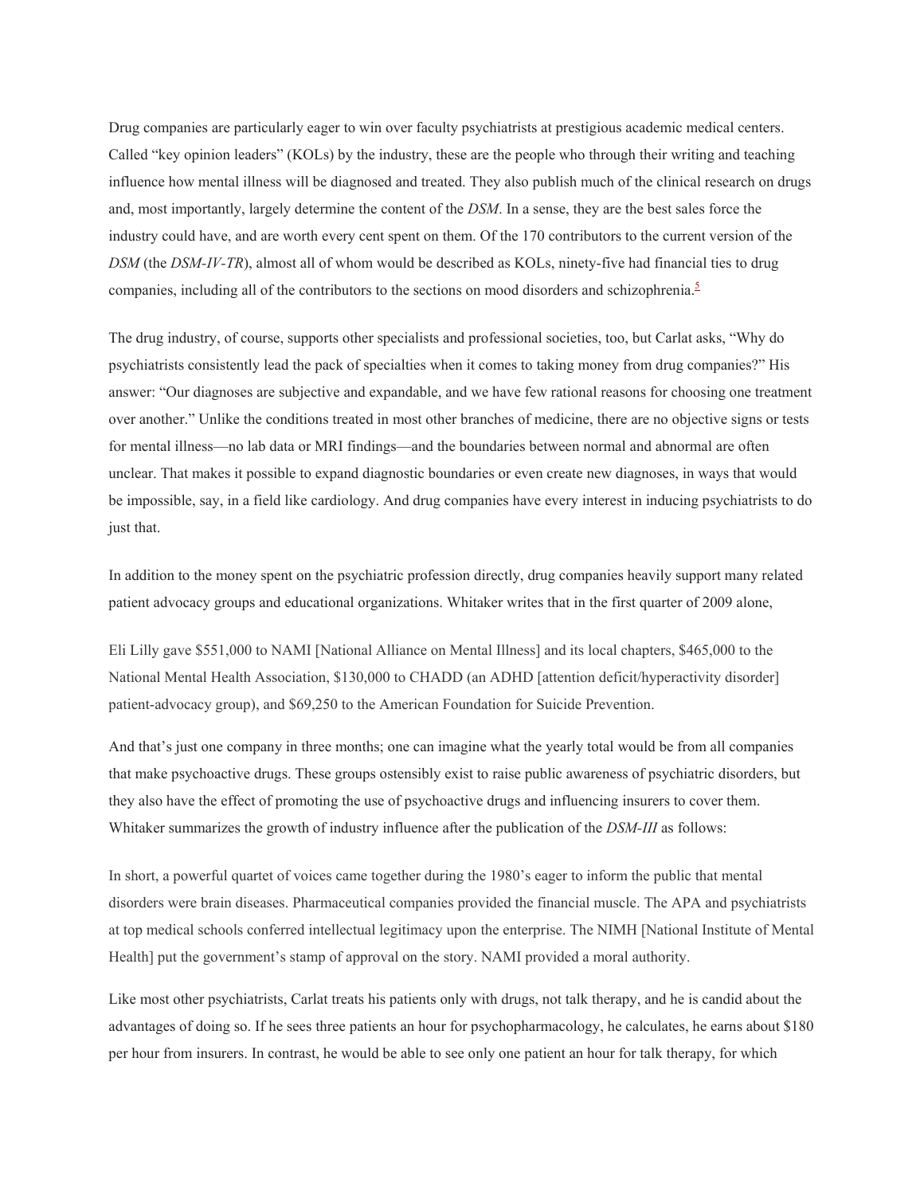Drug companies are particularly eager to win over faculty psychiatrists at prestigious academic medical centers. Called “key opinion leaders” (KOLs) by the industry, these are the people who through their writing and teaching influence how mental illness will be diagnosed and treated. They also publish much of the clinical research on drugs and, most importantly, largely determine the content of the *DSM*. In a sense, they are the best sales force the industry could have, and are worth every cent spent on them. Of the 170 contributors to the current version of the *DSM* (the *DSM-IV-TR*), almost all of whom would be described as KOLs, ninety-five had financial ties to drug companies, including all of the contributors to the sections on mood disorders and schizophrenia.[5]

The drug industry, of course, supports other specialists and professional societies, too, but Carlat asks, “Why do psychiatrists consistently lead the pack of specialties when it comes to taking money from drug companies?” His answer: “Our diagnoses are subjective and expandable, and we have few rational reasons for choosing one treatment over another.” Unlike the conditions treated in most other branches of medicine, there are no objective signs or tests for mental illness—no lab data or MRI findings—and the boundaries between normal and abnormal are often unclear. That makes it possible to expand diagnostic boundaries or even create new diagnoses, in ways that would be impossible, say, in a field like cardiology. And drug companies have every interest in inducing psychiatrists to do just that.

In addition to the money spent on the psychiatric profession directly, drug companies heavily support many related patient advocacy groups and educational organizations. Whitaker writes that in the first quarter of 2009 alone,

> Eli Lilly gave $551,000 to NAMI [National Alliance on Mental Illness] and its local chapters, $465,000 to the National Mental Health Association, $130,000 to CHADD (an ADHD [attention deficit/hyperactivity disorder] patient-advocacy group), and $69,250 to the American Foundation for Suicide Prevention.

And that’s just one company in three months; one can imagine what the yearly total would be from all companies that make psychoactive drugs. These groups ostensibly exist to raise public awareness of psychiatric disorders, but they also have the effect of promoting the use of psychoactive drugs and influencing insurers to cover them. Whitaker summarizes the growth of industry influence after the publication of the *DSM-III* as follows:

> In short, a powerful quartet of voices came together during the 1980’s eager to inform the public that mental disorders were brain diseases. Pharmaceutical companies provided the financial muscle. The APA and psychiatrists at top medical schools conferred intellectual legitimacy upon the enterprise. The NIMH [National Institute of Mental Health] put the government’s stamp of approval on the story. NAMI provided a moral authority.

Like most other psychiatrists, Carlat treats his patients only with drugs, not talk therapy, and he is candid about the advantages of doing so. If he sees three patients an hour for psychopharmacology, he calculates, he earns about $180 per hour from insurers. In contrast, he would be able to see only one patient an hour for talk therapy, for which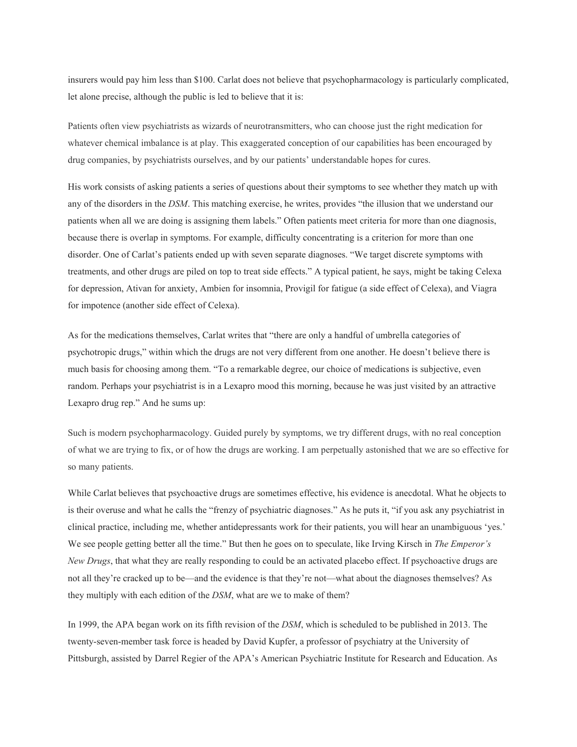insurers would pay him less than $100. Carlat does not believe that psychopharmacology is particularly complicated, let alone precise, although the public is led to believe that it is:

Patients often view psychiatrists as wizards of neurotransmitters, who can choose just the right medication for whatever chemical imbalance is at play. This exaggerated conception of our capabilities has been encouraged by drug companies, by psychiatrists ourselves, and by our patients' understandable hopes for cures.

His work consists of asking patients a series of questions about their symptoms to see whether they match up with any of the disorders in the *DSM*. This matching exercise, he writes, provides "the illusion that we understand our patients when all we are doing is assigning them labels." Often patients meet criteria for more than one diagnosis, because there is overlap in symptoms. For example, difficulty concentrating is a criterion for more than one disorder. One of Carlat's patients ended up with seven separate diagnoses. "We target discrete symptoms with treatments, and other drugs are piled on top to treat side effects." A typical patient, he says, might be taking Celexa for depression, Ativan for anxiety, Ambien for insomnia, Provigil for fatigue (a side effect of Celexa), and Viagra for impotence (another side effect of Celexa).

As for the medications themselves, Carlat writes that "there are only a handful of umbrella categories of psychotropic drugs," within which the drugs are not very different from one another. He doesn't believe there is much basis for choosing among them. "To a remarkable degree, our choice of medications is subjective, even random. Perhaps your psychiatrist is in a Lexapro mood this morning, because he was just visited by an attractive Lexapro drug rep." And he sums up:

Such is modern psychopharmacology. Guided purely by symptoms, we try different drugs, with no real conception of what we are trying to fix, or of how the drugs are working. I am perpetually astonished that we are so effective for so many patients.

While Carlat believes that psychoactive drugs are sometimes effective, his evidence is anecdotal. What he objects to is their overuse and what he calls the "frenzy of psychiatric diagnoses." As he puts it, "if you ask any psychiatrist in clinical practice, including me, whether antidepressants work for their patients, you will hear an unambiguous 'yes.' We see people getting better all the time." But then he goes on to speculate, like Irving Kirsch in *The Emperor's New Drugs*, that what they are really responding to could be an activated placebo effect. If psychoactive drugs are not all they're cracked up to be—and the evidence is that they're not—what about the diagnoses themselves? As they multiply with each edition of the *DSM*, what are we to make of them?

In 1999, the APA began work on its fifth revision of the *DSM*, which is scheduled to be published in 2013. The twenty-seven-member task force is headed by David Kupfer, a professor of psychiatry at the University of Pittsburgh, assisted by Darrel Regier of the APA's American Psychiatric Institute for Research and Education. As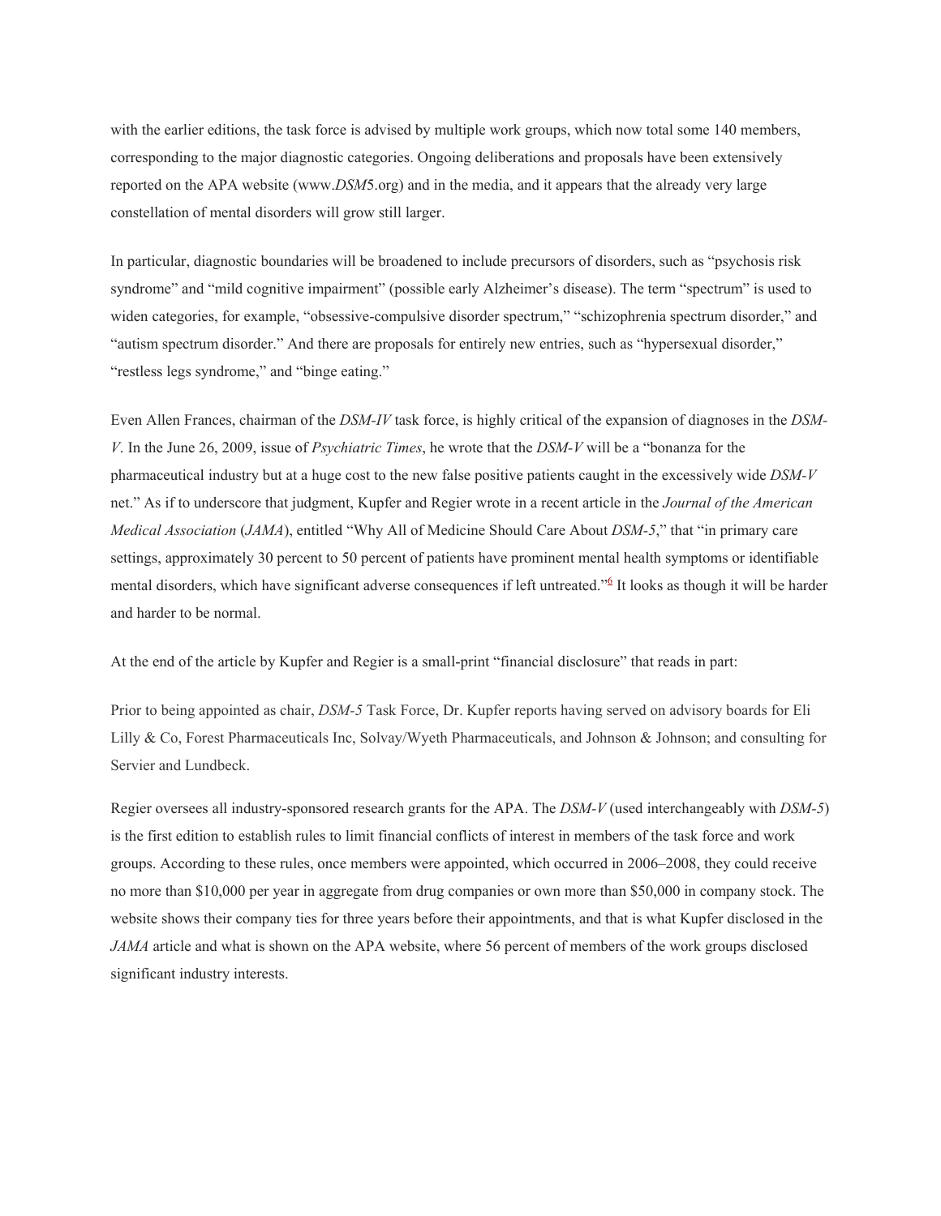with the earlier editions, the task force is advised by multiple work groups, which now total some 140 members, corresponding to the major diagnostic categories. Ongoing deliberations and proposals have been extensively reported on the APA website (www.*DSM*5.org) and in the media, and it appears that the already very large constellation of mental disorders will grow still larger.

In particular, diagnostic boundaries will be broadened to include precursors of disorders, such as "psychosis risk syndrome" and "mild cognitive impairment" (possible early Alzheimer's disease). The term "spectrum" is used to widen categories, for example, "obsessive-compulsive disorder spectrum," "schizophrenia spectrum disorder," and "autism spectrum disorder." And there are proposals for entirely new entries, such as "hypersexual disorder," "restless legs syndrome," and "binge eating."

Even Allen Frances, chairman of the *DSM-IV* task force, is highly critical of the expansion of diagnoses in the *DSM-V*. In the June 26, 2009, issue of *Psychiatric Times*, he wrote that the *DSM-V* will be a "bonanza for the pharmaceutical industry but at a huge cost to the new false positive patients caught in the excessively wide *DSM-V* net." As if to underscore that judgment, Kupfer and Regier wrote in a recent article in the *Journal of the American Medical Association* (*JAMA*), entitled "Why All of Medicine Should Care About *DSM-5*," that "in primary care settings, approximately 30 percent to 50 percent of patients have prominent mental health symptoms or identifiable mental disorders, which have significant adverse consequences if left untreated."[6] It looks as though it will be harder and harder to be normal.

At the end of the article by Kupfer and Regier is a small-print "financial disclosure" that reads in part:

Prior to being appointed as chair, *DSM-5* Task Force, Dr. Kupfer reports having served on advisory boards for Eli Lilly & Co, Forest Pharmaceuticals Inc, Solvay/Wyeth Pharmaceuticals, and Johnson & Johnson; and consulting for Servier and Lundbeck.

Regier oversees all industry-sponsored research grants for the APA. The *DSM-V* (used interchangeably with *DSM-5*) is the first edition to establish rules to limit financial conflicts of interest in members of the task force and work groups. According to these rules, once members were appointed, which occurred in 2006–2008, they could receive no more than $10,000 per year in aggregate from drug companies or own more than $50,000 in company stock. The website shows their company ties for three years before their appointments, and that is what Kupfer disclosed in the *JAMA* article and what is shown on the APA website, where 56 percent of members of the work groups disclosed significant industry interests.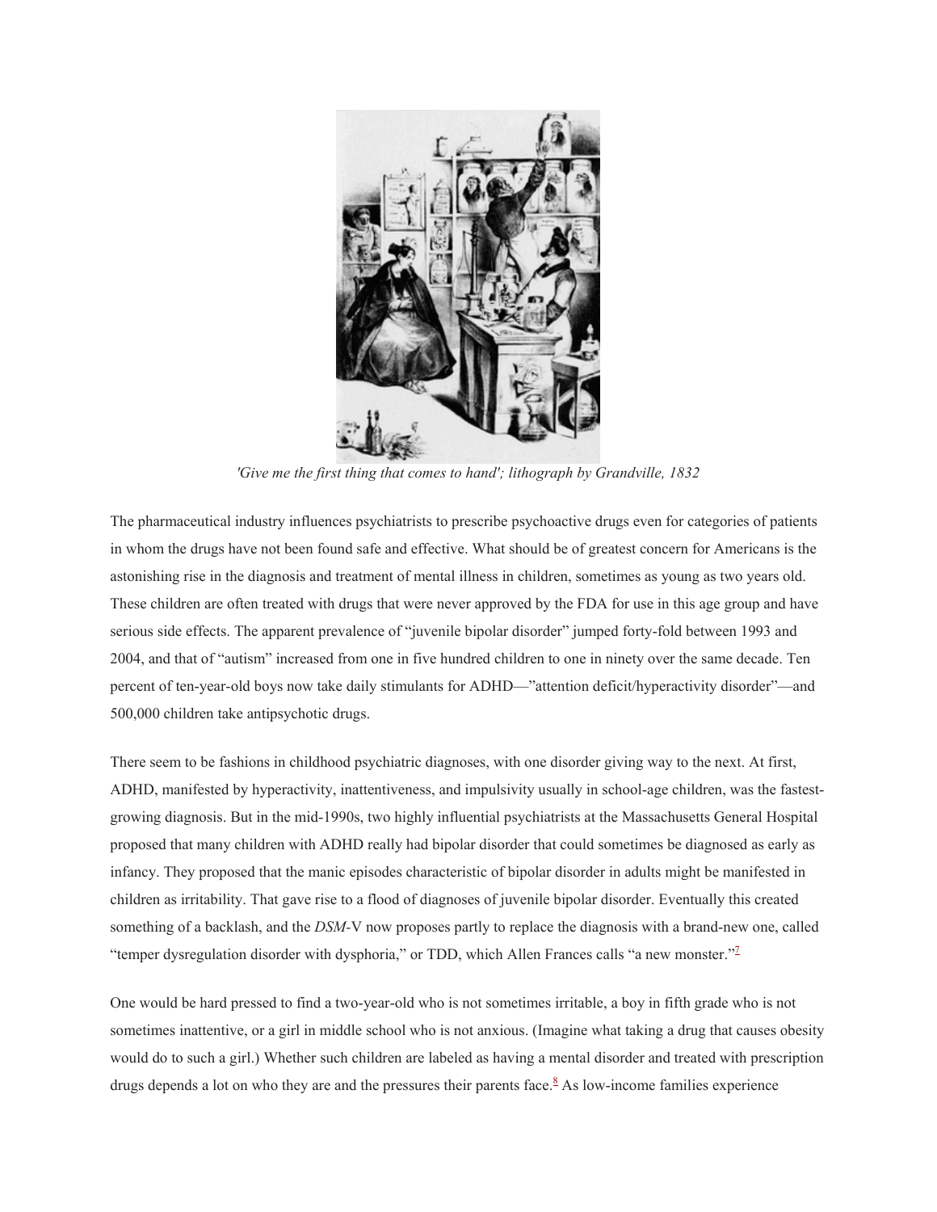*'Give me the first thing that comes to hand'; lithograph by Grandville, 1832*

The pharmaceutical industry influences psychiatrists to prescribe psychoactive drugs even for categories of patients in whom the drugs have not been found safe and effective. What should be of greatest concern for Americans is the astonishing rise in the diagnosis and treatment of mental illness in children, sometimes as young as two years old. These children are often treated with drugs that were never approved by the FDA for use in this age group and have serious side effects. The apparent prevalence of "juvenile bipolar disorder" jumped forty-fold between 1993 and 2004, and that of "autism" increased from one in five hundred children to one in ninety over the same decade. Ten percent of ten-year-old boys now take daily stimulants for ADHD—"attention deficit/hyperactivity disorder"—and 500,000 children take antipsychotic drugs.

There seem to be fashions in childhood psychiatric diagnoses, with one disorder giving way to the next. At first, ADHD, manifested by hyperactivity, inattentiveness, and impulsivity usually in school-age children, was the fastest-growing diagnosis. But in the mid-1990s, two highly influential psychiatrists at the Massachusetts General Hospital proposed that many children with ADHD really had bipolar disorder that could sometimes be diagnosed as early as infancy. They proposed that the manic episodes characteristic of bipolar disorder in adults might be manifested in children as irritability. That gave rise to a flood of diagnoses of juvenile bipolar disorder. Eventually this created something of a backlash, and the *DSM*-V now proposes partly to replace the diagnosis with a brand-new one, called "temper dysregulation disorder with dysphoria," or TDD, which Allen Frances calls "a new monster."[7]

One would be hard pressed to find a two-year-old who is not sometimes irritable, a boy in fifth grade who is not sometimes inattentive, or a girl in middle school who is not anxious. (Imagine what taking a drug that causes obesity would do to such a girl.) Whether such children are labeled as having a mental disorder and treated with prescription drugs depends a lot on who they are and the pressures their parents face.[8] As low-income families experience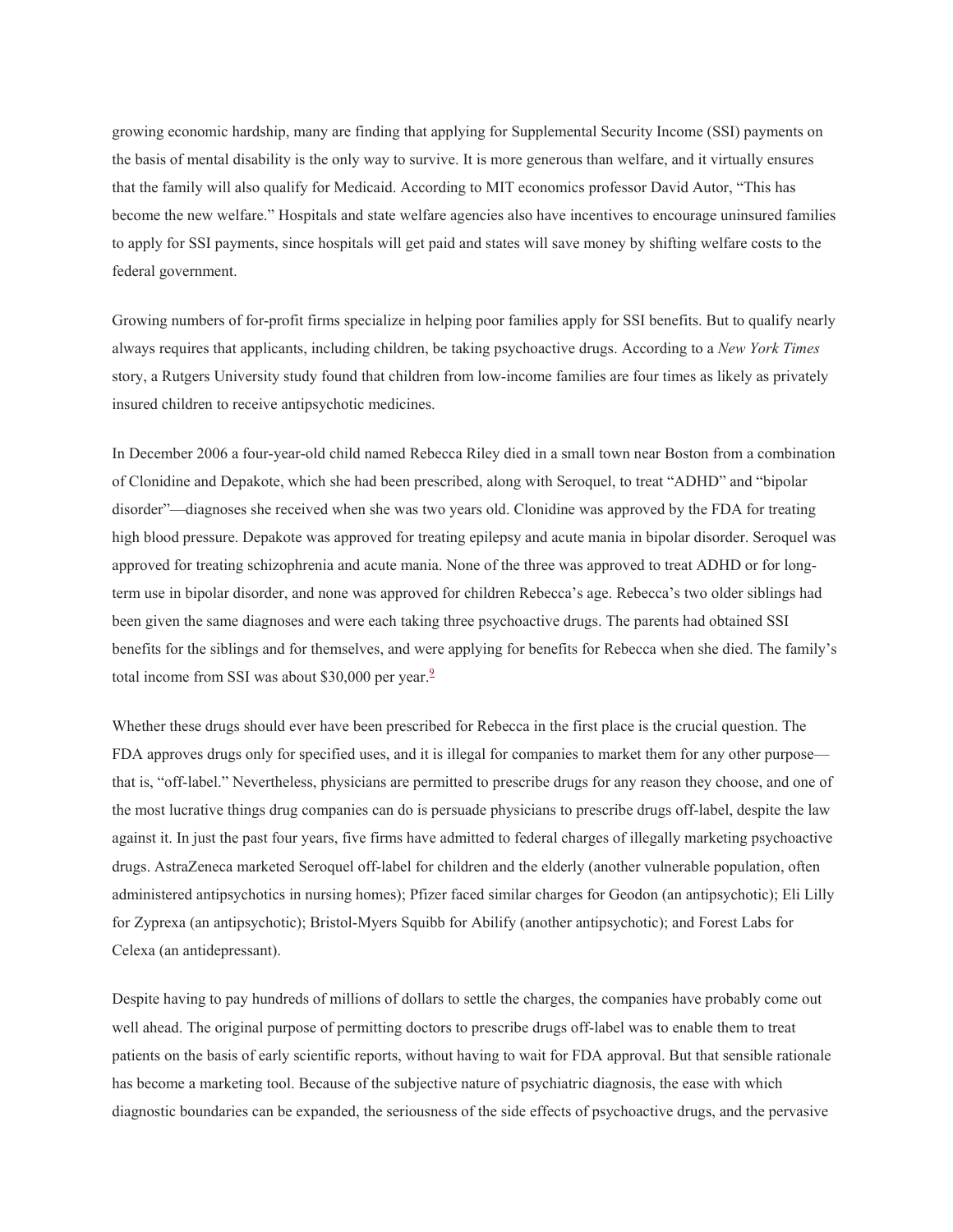growing economic hardship, many are finding that applying for Supplemental Security Income (SSI) payments on the basis of mental disability is the only way to survive. It is more generous than welfare, and it virtually ensures that the family will also qualify for Medicaid. According to MIT economics professor David Autor, "This has become the new welfare." Hospitals and state welfare agencies also have incentives to encourage uninsured families to apply for SSI payments, since hospitals will get paid and states will save money by shifting welfare costs to the federal government.

Growing numbers of for-profit firms specialize in helping poor families apply for SSI benefits. But to qualify nearly always requires that applicants, including children, be taking psychoactive drugs. According to a *New York Times* story, a Rutgers University study found that children from low-income families are four times as likely as privately insured children to receive antipsychotic medicines.

In December 2006 a four-year-old child named Rebecca Riley died in a small town near Boston from a combination of Clonidine and Depakote, which she had been prescribed, along with Seroquel, to treat "ADHD" and "bipolar disorder"—diagnoses she received when she was two years old. Clonidine was approved by the FDA for treating high blood pressure. Depakote was approved for treating epilepsy and acute mania in bipolar disorder. Seroquel was approved for treating schizophrenia and acute mania. None of the three was approved to treat ADHD or for long-term use in bipolar disorder, and none was approved for children Rebecca's age. Rebecca's two older siblings had been given the same diagnoses and were each taking three psychoactive drugs. The parents had obtained SSI benefits for the siblings and for themselves, and were applying for benefits for Rebecca when she died. The family's total income from SSI was about $30,000 per year.[9]

Whether these drugs should ever have been prescribed for Rebecca in the first place is the crucial question. The FDA approves drugs only for specified uses, and it is illegal for companies to market them for any other purpose—that is, "off-label." Nevertheless, physicians are permitted to prescribe drugs for any reason they choose, and one of the most lucrative things drug companies can do is persuade physicians to prescribe drugs off-label, despite the law against it. In just the past four years, five firms have admitted to federal charges of illegally marketing psychoactive drugs. AstraZeneca marketed Seroquel off-label for children and the elderly (another vulnerable population, often administered antipsychotics in nursing homes); Pfizer faced similar charges for Geodon (an antipsychotic); Eli Lilly for Zyprexa (an antipsychotic); Bristol-Myers Squibb for Abilify (another antipsychotic); and Forest Labs for Celexa (an antidepressant).

Despite having to pay hundreds of millions of dollars to settle the charges, the companies have probably come out well ahead. The original purpose of permitting doctors to prescribe drugs off-label was to enable them to treat patients on the basis of early scientific reports, without having to wait for FDA approval. But that sensible rationale has become a marketing tool. Because of the subjective nature of psychiatric diagnosis, the ease with which diagnostic boundaries can be expanded, the seriousness of the side effects of psychoactive drugs, and the pervasive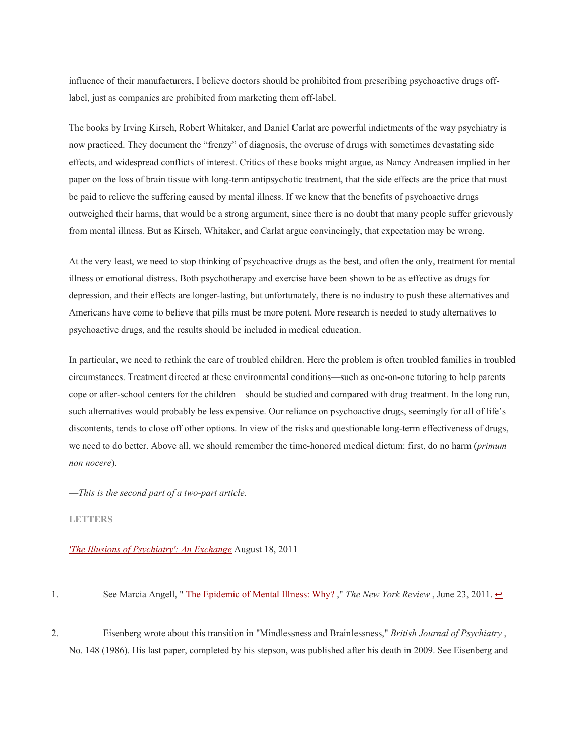influence of their manufacturers, I believe doctors should be prohibited from prescribing psychoactive drugs off-label, just as companies are prohibited from marketing them off-label.

The books by Irving Kirsch, Robert Whitaker, and Daniel Carlat are powerful indictments of the way psychiatry is now practiced. They document the "frenzy" of diagnosis, the overuse of drugs with sometimes devastating side effects, and widespread conflicts of interest. Critics of these books might argue, as Nancy Andreasen implied in her paper on the loss of brain tissue with long-term antipsychotic treatment, that the side effects are the price that must be paid to relieve the suffering caused by mental illness. If we knew that the benefits of psychoactive drugs outweighed their harms, that would be a strong argument, since there is no doubt that many people suffer grievously from mental illness. But as Kirsch, Whitaker, and Carlat argue convincingly, that expectation may be wrong.

At the very least, we need to stop thinking of psychoactive drugs as the best, and often the only, treatment for mental illness or emotional distress. Both psychotherapy and exercise have been shown to be as effective as drugs for depression, and their effects are longer-lasting, but unfortunately, there is no industry to push these alternatives and Americans have come to believe that pills must be more potent. More research is needed to study alternatives to psychoactive drugs, and the results should be included in medical education.

In particular, we need to rethink the care of troubled children. Here the problem is often troubled families in troubled circumstances. Treatment directed at these environmental conditions—such as one-on-one tutoring to help parents cope or after-school centers for the children—should be studied and compared with drug treatment. In the long run, such alternatives would probably be less expensive. Our reliance on psychoactive drugs, seemingly for all of life's discontents, tends to close off other options. In view of the risks and questionable long-term effectiveness of drugs, we need to do better. Above all, we should remember the time-honored medical dictum: first, do no harm (*primum non nocere*).

—*This is the second part of a two-part article.*

**LETTERS**

*'The Illusions of Psychiatry': An Exchange* August 18, 2011

1. See Marcia Angell, " The Epidemic of Mental Illness: Why? ," *The New York Review* , June 23, 2011. ↩

2. Eisenberg wrote about this transition in "Mindlessness and Brainlessness," *British Journal of Psychiatry* , No. 148 (1986). His last paper, completed by his stepson, was published after his death in 2009. See Eisenberg and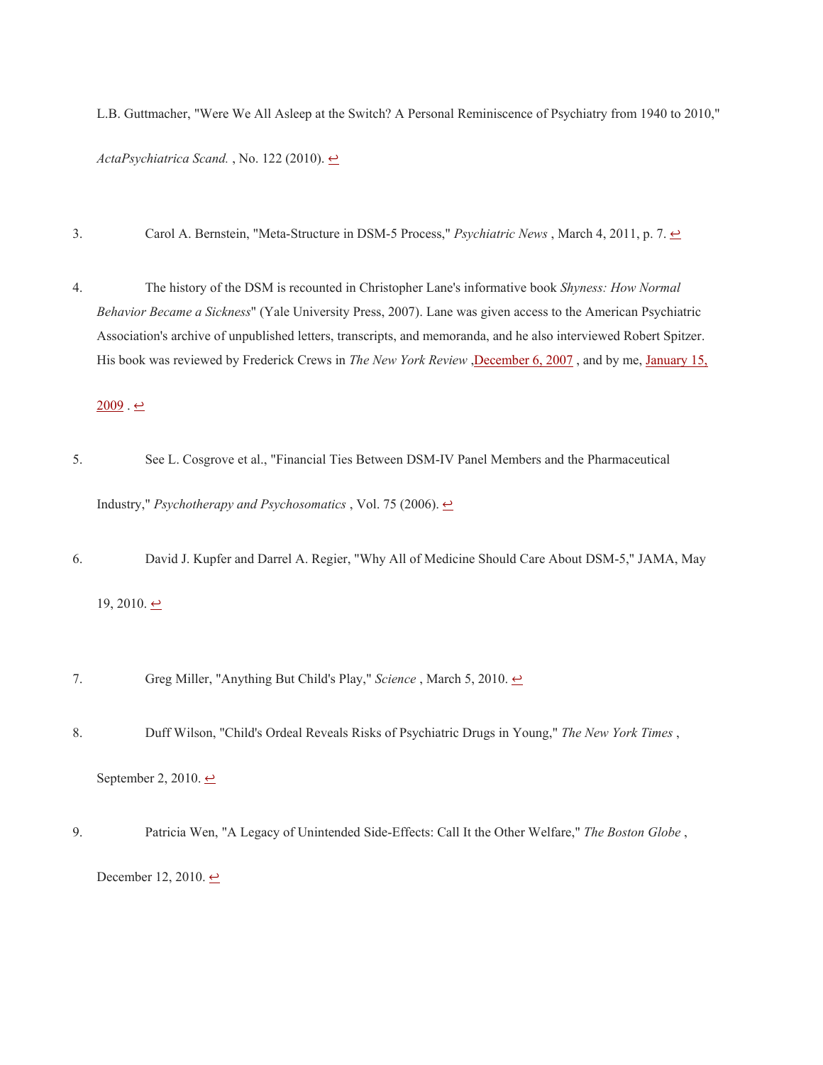L.B. Guttmacher, "Were We All Asleep at the Switch? A Personal Reminiscence of Psychiatry from 1940 to 2010," *ActaPsychiatrica Scand.* , No. 122 (2010). ↩

3. Carol A. Bernstein, "Meta-Structure in DSM-5 Process," *Psychiatric News* , March 4, 2011, p. 7. ↩

4. The history of the DSM is recounted in Christopher Lane's informative book *Shyness: How Normal Behavior Became a Sickness*" (Yale University Press, 2007). Lane was given access to the American Psychiatric Association's archive of unpublished letters, transcripts, and memoranda, and he also interviewed Robert Spitzer. His book was reviewed by Frederick Crews in *The New York Review* ,December 6, 2007 , and by me, January 15, 2009 . ↩

5. See L. Cosgrove et al., "Financial Ties Between DSM-IV Panel Members and the Pharmaceutical Industry," *Psychotherapy and Psychosomatics* , Vol. 75 (2006). ↩

6. David J. Kupfer and Darrel A. Regier, "Why All of Medicine Should Care About DSM-5," JAMA, May 19, 2010. ↩

7. Greg Miller, "Anything But Child's Play," *Science* , March 5, 2010. ↩

8. Duff Wilson, "Child's Ordeal Reveals Risks of Psychiatric Drugs in Young," *The New York Times* , September 2, 2010. ↩

9. Patricia Wen, "A Legacy of Unintended Side-Effects: Call It the Other Welfare," *The Boston Globe* , December 12, 2010. ↩